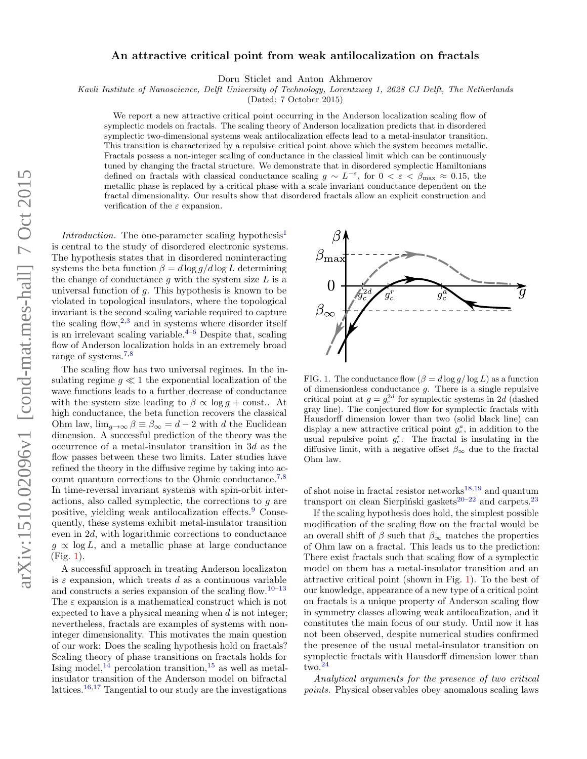# An attractive critical point from weak antilocalization on fractals

Doru Sticlet and Anton Akhmerov

*Kavli Institute of Nanoscience, Delft University of Technology, Lorentzweg 1, 2628 CJ Delft, The Netherlands*

(Dated: 7 October 2015)

We report a new attractive critical point occurring in the Anderson localization scaling flow of symplectic models on fractals. The scaling theory of Anderson localization predicts that in disordered symplectic two-dimensional systems weak antilocalization effects lead to a metal-insulator transition. This transition is characterized by a repulsive critical point above which the system becomes metallic. Fractals possess a non-integer scaling of conductance in the classical limit which can be continuously tuned by changing the fractal structure. We demonstrate that in disordered symplectic Hamiltonians defined on fractals with classical conductance scaling $g \sim L^{-\varepsilon}$, for $0 < \varepsilon < \beta_{\max} \approx 0.15$, the metallic phase is replaced by a critical phase with a scale invariant conductance dependent on the fractal dimensionality. Our results show that disordered fractals allow an explicit construction and verification of the $\varepsilon$ expansion.

*Introduction.* The one-parameter scaling hypothesis[1] is central to the study of disordered electronic systems. The hypothesis states that in disordered noninteracting systems the beta function $\beta = d\log g/d\log L$ determining the change of conductance $g$ with the system size $L$ is a universal function of $g$. This hypothesis is known to be violated in topological insulators, where the topological invariant is the second scaling variable required to capture the scaling flow,[2,3] and in systems where disorder itself is an irrelevant scaling variable.[4–6] Despite that, scaling flow of Anderson localization holds in an extremely broad range of systems.[7,8]

The scaling flow has two universal regimes. In the insulating regime $g \ll 1$ the exponential localization of the wave functions leads to a further decrease of conductance with the system size leading to $\beta \propto \log g + \text{const.}$. At high conductance, the beta function recovers the classical Ohm law, $\lim_{g\to\infty} \beta \equiv \beta_\infty = d - 2$ with $d$ the Euclidean dimension. A successful prediction of the theory was the occurrence of a metal-insulator transition in $3d$ as the flow passes between these two limits. Later studies have refined the theory in the diffusive regime by taking into account quantum corrections to the Ohmic conductance.[7,8] In time-reversal invariant systems with spin-orbit interactions, also called symplectic, the corrections to $g$ are positive, yielding weak antilocalization effects.[9] Consequently, these systems exhibit metal-insulator transition even in $2d$, with logarithmic corrections to conductance $g \propto \log L$, and a metallic phase at large conductance (Fig. 1).

A successful approach in treating Anderson localizaton is $\varepsilon$ expansion, which treats $d$ as a continuous variable and constructs a series expansion of the scaling flow.[10–13] The $\varepsilon$ expansion is a mathematical construct which is not expected to have a physical meaning when $d$ is not integer; nevertheless, fractals are examples of systems with non-integer dimensionality. This motivates the main question of our work: Does the scaling hypothesis hold on fractals? Scaling theory of phase transitions on fractals holds for Ising model,[14] percolation transition,[15] as well as metal-insulator transition of the Anderson model on bifractal lattices.[16,17] Tangential to our study are the investigations

FIG. 1. The conductance flow ($\beta = d\log g/\log L$) as a function of dimensionless conductance $g$. There is a single repulsive critical point at $g = g_c^{2d}$ for symplectic systems in $2d$ (dashed gray line). The conjectured flow for symplectic fractals with Hausdorff dimension lower than two (solid black line) can display a new attractive critical point $g_c^a$, in addition to the usual repulsive point $g_c^r$. The fractal is insulating in the diffusive limit, with a negative offset $\beta_\infty$ due to the fractal Ohm law.

of shot noise in fractal resistor networks[18,19] and quantum transport on clean Sierpiński gaskets[20–22] and carpets.[23]

If the scaling hypothesis does hold, the simplest possible modification of the scaling flow on the fractal would be an overall shift of $\beta$ such that $\beta_\infty$ matches the properties of Ohm law on a fractal. This leads us to the prediction: There exist fractals such that scaling flow of a symplectic model on them has a metal-insulator transition and an attractive critical point (shown in Fig. 1). To the best of our knowledge, appearance of a new type of a critical point on fractals is a unique property of Anderson scaling flow in symmetry classes allowing weak antilocalization, and it constitutes the main focus of our study. Until now it has not been observed, despite numerical studies confirmed the presence of the usual metal-insulator transition on symplectic fractals with Hausdorff dimension lower than two.[24]

*Analytical arguments for the presence of two critical points.* Physical observables obey anomalous scaling laws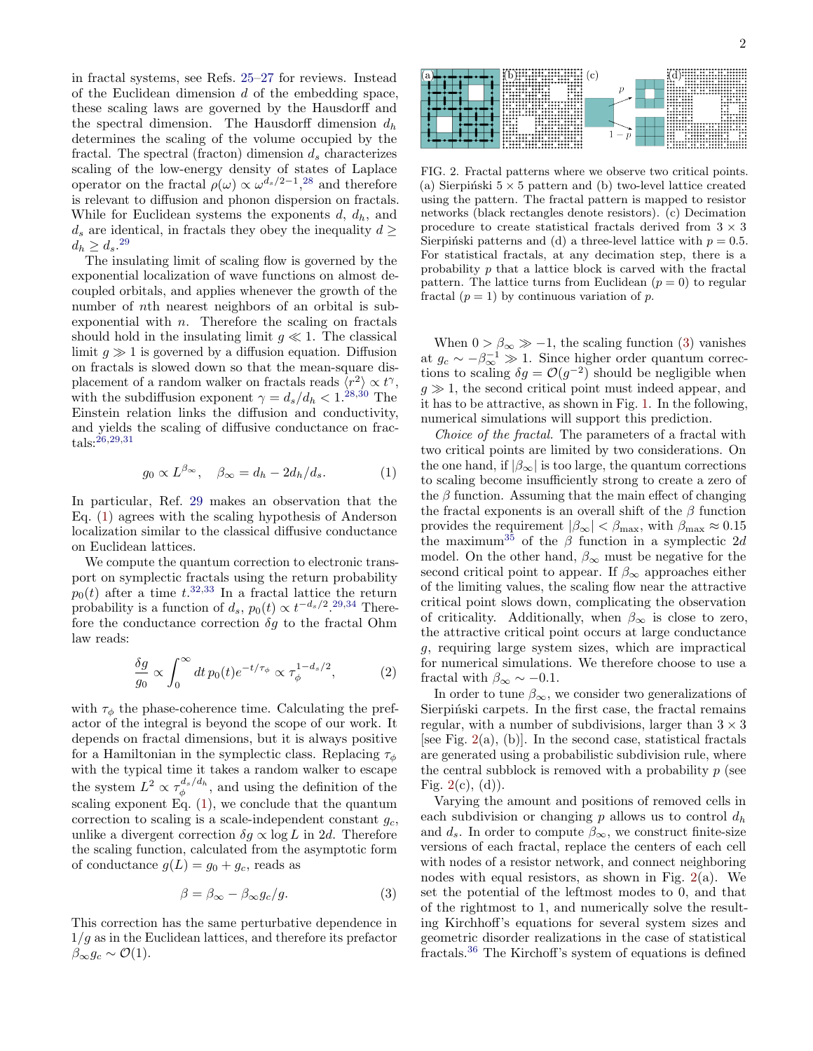in fractal systems, see Refs. 25–27 for reviews. Instead of the Euclidean dimension $d$ of the embedding space, these scaling laws are governed by the Hausdorff and the spectral dimension. The Hausdorff dimension $d_h$ determines the scaling of the volume occupied by the fractal. The spectral (fracton) dimension $d_s$ characterizes scaling of the low-energy density of states of Laplace operator on the fractal $\rho(\omega) \propto \omega^{d_s/2-1}$,[28] and therefore is relevant to diffusion and phonon dispersion on fractals. While for Euclidean systems the exponents $d$, $d_h$, and $d_s$ are identical, in fractals they obey the inequality $d \geq d_h \geq d_s$.[29]

The insulating limit of scaling flow is governed by the exponential localization of wave functions on almost decoupled orbitals, and applies whenever the growth of the number of $n$th nearest neighbors of an orbital is sub-exponential with $n$. Therefore the scaling on fractals should hold in the insulating limit $g \ll 1$. The classical limit $g \gg 1$ is governed by a diffusion equation. Diffusion on fractals is slowed down so that the mean-square displacement of a random walker on fractals reads $\langle r^2 \rangle \propto t^\gamma$, with the subdiffusion exponent $\gamma = d_s/d_h < 1$.[28,30] The Einstein relation links the diffusion and conductivity, and yields the scaling of diffusive conductance on fractals:[26,29,31]

$$g_0 \propto L^{\beta_\infty}, \quad \beta_\infty = d_h - 2d_h/d_s. \tag{1}$$

In particular, Ref. 29 makes an observation that the Eq. (1) agrees with the scaling hypothesis of Anderson localization similar to the classical diffusive conductance on Euclidean lattices.

We compute the quantum correction to electronic transport on symplectic fractals using the return probability $p_0(t)$ after a time $t$.[32,33] In a fractal lattice the return probability is a function of $d_s$, $p_0(t) \propto t^{-d_s/2}$.[29,34] Therefore the conductance correction $\delta g$ to the fractal Ohm law reads:

$$\frac{\delta g}{g_0} \propto \int_0^\infty dt\, p_0(t) e^{-t/\tau_\phi} \propto \tau_\phi^{1-d_s/2}, \tag{2}$$

with $\tau_\phi$ the phase-coherence time. Calculating the prefactor of the integral is beyond the scope of our work. It depends on fractal dimensions, but it is always positive for a Hamiltonian in the symplectic class. Replacing $\tau_\phi$ with the typical time it takes a random walker to escape the system $L^2 \propto \tau_\phi^{d_s/d_h}$, and using the definition of the scaling exponent Eq. (1), we conclude that the quantum correction to scaling is a scale-independent constant $g_c$, unlike a divergent correction $\delta g \propto \log L$ in 2$d$. Therefore the scaling function, calculated from the asymptotic form of conductance $g(L) = g_0 + g_c$, reads as

$$\beta = \beta_\infty - \beta_\infty g_c/g. \tag{3}$$

This correction has the same perturbative dependence in $1/g$ as in the Euclidean lattices, and therefore its prefactor $\beta_\infty g_c \sim \mathcal{O}(1)$.

FIG. 2. Fractal patterns where we observe two critical points. (a) Sierpiński $5 \times 5$ pattern and (b) two-level lattice created using the pattern. The fractal pattern is mapped to resistor networks (black rectangles denote resistors). (c) Decimation procedure to create statistical fractals derived from $3 \times 3$ Sierpiński patterns and (d) a three-level lattice with $p = 0.5$. For statistical fractals, at any decimation step, there is a probability $p$ that a lattice block is carved with the fractal pattern. The lattice turns from Euclidean ($p = 0$) to regular fractal ($p = 1$) by continuous variation of $p$.

When $0 > \beta_\infty \gg -1$, the scaling function (3) vanishes at $g_c \sim -\beta_\infty^{-1} \gg 1$. Since higher order quantum corrections to scaling $\delta g = \mathcal{O}(g^{-2})$ should be negligible when $g \gg 1$, the second critical point must indeed appear, and it has to be attractive, as shown in Fig. 1. In the following, numerical simulations will support this prediction.

*Choice of the fractal.* The parameters of a fractal with two critical points are limited by two considerations. On the one hand, if $|\beta_\infty|$ is too large, the quantum corrections to scaling become insufficiently strong to create a zero of the $\beta$ function. Assuming that the main effect of changing the fractal exponents is an overall shift of the $\beta$ function provides the requirement $|\beta_\infty| < \beta_{\max}$, with $\beta_{\max} \approx 0.15$ the maximum[35] of the $\beta$ function in a symplectic 2$d$ model. On the other hand, $\beta_\infty$ must be negative for the second critical point to appear. If $\beta_\infty$ approaches either of the limiting values, the scaling flow near the attractive critical point slows down, complicating the observation of criticality. Additionally, when $\beta_\infty$ is close to zero, the attractive critical point occurs at large conductance $g$, requiring large system sizes, which are impractical for numerical simulations. We therefore choose to use a fractal with $\beta_\infty \sim -0.1$.

In order to tune $\beta_\infty$, we consider two generalizations of Sierpiński carpets. In the first case, the fractal remains regular, with a number of subdivisions, larger than $3 \times 3$ [see Fig. 2(a), (b)]. In the second case, statistical fractals are generated using a probabilistic subdivision rule, where the central subblock is removed with a probability $p$ (see Fig. 2(c), (d)).

Varying the amount and positions of removed cells in each subdivision or changing $p$ allows us to control $d_h$ and $d_s$. In order to compute $\beta_\infty$, we construct finite-size versions of each fractal, replace the centers of each cell with nodes of a resistor network, and connect neighboring nodes with equal resistors, as shown in Fig. 2(a). We set the potential of the leftmost modes to 0, and that of the rightmost to 1, and numerically solve the resulting Kirchhoff's equations for several system sizes and geometric disorder realizations in the case of statistical fractals.[36] The Kirchoff's system of equations is defined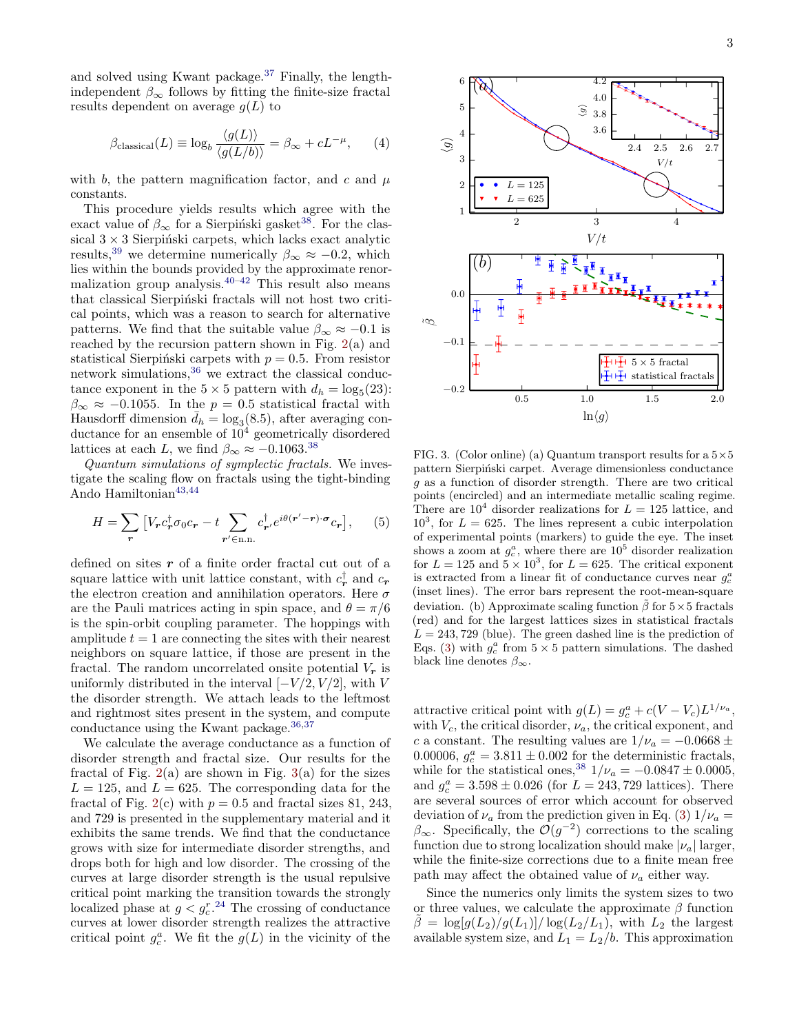and solved using Kwant package.[37] Finally, the length-independent $\beta_\infty$ follows by fitting the finite-size fractal results dependent on average $g(L)$ to

$$\beta_{\text{classical}}(L) \equiv \log_b \frac{\langle g(L)\rangle}{\langle g(L/b)\rangle} = \beta_\infty + cL^{-\mu}, \qquad (4)$$

with $b$, the pattern magnification factor, and $c$ and $\mu$ constants.

This procedure yields results which agree with the exact value of $\beta_\infty$ for a Sierpiński gasket[38]. For the classical $3\times 3$ Sierpiński carpets, which lacks exact analytic results,[39] we determine numerically $\beta_\infty \approx -0.2$, which lies within the bounds provided by the approximate renormalization group analysis.[40–42] This result also means that classical Sierpiński fractals will not host two critical points, which was a reason to search for alternative patterns. We find that the suitable value $\beta_\infty \approx -0.1$ is reached by the recursion pattern shown in Fig. 2(a) and statistical Sierpiński carpets with $p = 0.5$. From resistor network simulations,[36] we extract the classical conductance exponent in the $5\times 5$ pattern with $d_h = \log_5(23)$: $\beta_\infty \approx -0.1055$. In the $p = 0.5$ statistical fractal with Hausdorff dimension $\bar{d}_h = \log_3(8.5)$, after averaging conductance for an ensemble of $10^4$ geometrically disordered lattices at each $L$, we find $\beta_\infty \approx -0.1063$.[38]

*Quantum simulations of symplectic fractals.* We investigate the scaling flow on fractals using the tight-binding Ando Hamiltonian[43,44]

$$H = \sum_{\boldsymbol{r}} \left[ V_{\boldsymbol{r}} c^\dagger_{\boldsymbol{r}} \sigma_0 c_{\boldsymbol{r}} - t \sum_{\boldsymbol{r}' \in \text{n.n.}} c^\dagger_{\boldsymbol{r}'} e^{i\theta(\boldsymbol{r}'-\boldsymbol{r})\cdot\boldsymbol{\sigma}} c_{\boldsymbol{r}} \right], \qquad (5)$$

defined on sites $\boldsymbol{r}$ of a finite order fractal cut out of a square lattice with unit lattice constant, with $c^\dagger_{\boldsymbol{r}}$ and $c_{\boldsymbol{r}}$ the electron creation and annihilation operators. Here $\sigma$ are the Pauli matrices acting in spin space, and $\theta = \pi/6$ is the spin-orbit coupling parameter. The hoppings with amplitude $t = 1$ are connecting the sites with their nearest neighbors on square lattice, if those are present in the fractal. The random uncorrelated onsite potential $V_{\boldsymbol{r}}$ is uniformly distributed in the interval $[-V/2, V/2]$, with $V$ the disorder strength. We attach leads to the leftmost and rightmost sites present in the system, and compute conductance using the Kwant package.[36,37]

We calculate the average conductance as a function of disorder strength and fractal size. Our results for the fractal of Fig. 2(a) are shown in Fig. 3(a) for the sizes $L = 125$, and $L = 625$. The corresponding data for the fractal of Fig. 2(c) with $p = 0.5$ and fractal sizes 81, 243, and 729 is presented in the supplementary material and it exhibits the same trends. We find that the conductance grows with size for intermediate disorder strengths, and drops both for high and low disorder. The crossing of the curves at large disorder strength is the usual repulsive critical point marking the transition towards the strongly localized phase at $g < g^r_c$.[24] The crossing of conductance curves at lower disorder strength realizes the attractive critical point $g^a_c$. We fit the $g(L)$ in the vicinity of the attractive critical point with $g(L) = g^a_c + c(V - V_c)L^{1/\nu_a}$, with $V_c$, the critical disorder, $\nu_a$, the critical exponent, and $c$ a constant. The resulting values are $1/\nu_a = -0.0668 \pm 0.00006$, $g^a_c = 3.811 \pm 0.002$ for the deterministic fractals, while for the statistical ones,[38] $1/\nu_a = -0.0847 \pm 0.0005$, and $g^a_c = 3.598 \pm 0.026$ (for $L = 243, 729$ lattices). There are several sources of error which account for observed deviation of $\nu_a$ from the prediction given in Eq. (3) $1/\nu_a = \beta_\infty$. Specifically, the $\mathcal{O}(g^{-2})$ corrections to the scaling function due to strong localization should make $|\nu_a|$ larger, while the finite-size corrections due to a finite mean free path may affect the obtained value of $\nu_a$ either way.

Since the numerics only limits the system sizes to two or three values, we calculate the approximate $\beta$ function $\tilde{\beta} = \log[g(L_2)/g(L_1)]/\log(L_2/L_1)$, with $L_2$ the largest available system size, and $L_1 = L_2/b$. This approximation

FIG. 3. (Color online) (a) Quantum transport results for a $5\times 5$ pattern Sierpiński carpet. Average dimensionless conductance $g$ as a function of disorder strength. There are two critical points (encircled) and an intermediate metallic scaling regime. There are $10^4$ disorder realizations for $L = 125$ lattice, and $10^3$, for $L = 625$. The lines represent a cubic interpolation of experimental points (markers) to guide the eye. The inset shows a zoom at $g^a_c$, where there are $10^5$ disorder realization for $L = 125$ and $5\times 10^3$, for $L = 625$. The critical exponent is extracted from a linear fit of conductance curves near $g^a_c$ (inset lines). The error bars represent the root-mean-square deviation. (b) Approximate scaling function $\tilde{\beta}$ for $5\times 5$ fractals (red) and for the largest lattices sizes in statistical fractals $L = 243, 729$ (blue). The green dashed line is the prediction of Eqs. (3) with $g^a_c$ from $5\times 5$ pattern simulations. The dashed black line denotes $\beta_\infty$.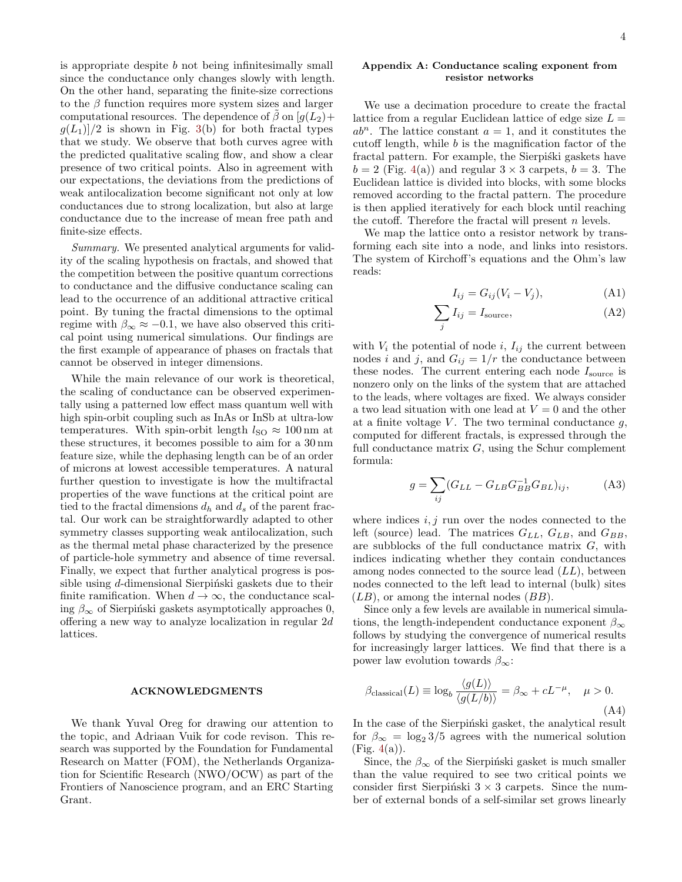is appropriate despite $b$ not being infinitesimally small since the conductance only changes slowly with length. On the other hand, separating the finite-size corrections to the $\beta$ function requires more system sizes and larger computational resources. The dependence of $\tilde{\beta}$ on $[g(L_2)+g(L_1)]/2$ is shown in Fig. 3(b) for both fractal types that we study. We observe that both curves agree with the predicted qualitative scaling flow, and show a clear presence of two critical points. Also in agreement with our expectations, the deviations from the predictions of weak antilocalization become significant not only at low conductances due to strong localization, but also at large conductance due to the increase of mean free path and finite-size effects.

*Summary.* We presented analytical arguments for validity of the scaling hypothesis on fractals, and showed that the competition between the positive quantum corrections to conductance and the diffusive conductance scaling can lead to the occurrence of an additional attractive critical point. By tuning the fractal dimensions to the optimal regime with $\beta_\infty \approx -0.1$, we have also observed this critical point using numerical simulations. Our findings are the first example of appearance of phases on fractals that cannot be observed in integer dimensions.

While the main relevance of our work is theoretical, the scaling of conductance can be observed experimentally using a patterned low effect mass quantum well with high spin-orbit coupling such as InAs or InSb at ultra-low temperatures. With spin-orbit length $l_{\mathrm{SO}} \approx 100\,\mathrm{nm}$ at these structures, it becomes possible to aim for a $30\,\mathrm{nm}$ feature size, while the dephasing length can be of an order of microns at lowest accessible temperatures. A natural further question to investigate is how the multifractal properties of the wave functions at the critical point are tied to the fractal dimensions $d_h$ and $d_s$ of the parent fractal. Our work can be straightforwardly adapted to other symmetry classes supporting weak antilocalization, such as the thermal metal phase characterized by the presence of particle-hole symmetry and absence of time reversal. Finally, we expect that further analytical progress is possible using $d$-dimensional Sierpiński gaskets due to their finite ramification. When $d \to \infty$, the conductance scaling $\beta_\infty$ of Sierpiński gaskets asymptotically approaches 0, offering a new way to analyze localization in regular $2d$ lattices.

## ACKNOWLEDGMENTS

We thank Yuval Oreg for drawing our attention to the topic, and Adriaan Vuik for code revison. This research was supported by the Foundation for Fundamental Research on Matter (FOM), the Netherlands Organization for Scientific Research (NWO/OCW) as part of the Frontiers of Nanoscience program, and an ERC Starting Grant.

## Appendix A: Conductance scaling exponent from resistor networks

We use a decimation procedure to create the fractal lattice from a regular Euclidean lattice of edge size $L = ab^n$. The lattice constant $a = 1$, and it constitutes the cutoff length, while $b$ is the magnification factor of the fractal pattern. For example, the Sierpiński gaskets have $b = 2$ (Fig. 4(a)) and regular $3\times 3$ carpets, $b = 3$. The Euclidean lattice is divided into blocks, with some blocks removed according to the fractal pattern. The procedure is then applied iteratively for each block until reaching the cutoff. Therefore the fractal will present $n$ levels.

We map the lattice onto a resistor network by transforming each site into a node, and links into resistors. The system of Kirchoff's equations and the Ohm's law reads:

$$I_{ij} = G_{ij}(V_i - V_j), \tag{A1}$$

$$\sum_j I_{ij} = I_{\mathrm{source}}, \tag{A2}$$

with $V_i$ the potential of node $i$, $I_{ij}$ the current between nodes $i$ and $j$, and $G_{ij} = 1/r$ the conductance between these nodes. The current entering each node $I_{\mathrm{source}}$ is nonzero only on the links of the system that are attached to the leads, where voltages are fixed. We always consider a two lead situation with one lead at $V = 0$ and the other at a finite voltage $V$. The two terminal conductance $g$, computed for different fractals, is expressed through the full conductance matrix $G$, using the Schur complement formula:

$$g = \sum_{ij} (G_{LL} - G_{LB} G_{BB}^{-1} G_{BL})_{ij}, \tag{A3}$$

where indices $i, j$ run over the nodes connected to the left (source) lead. The matrices $G_{LL}$, $G_{LB}$, and $G_{BB}$, are subblocks of the full conductance matrix $G$, with indices indicating whether they contain conductances among nodes connected to the source lead ($LL$), between nodes connected to the left lead to internal (bulk) sites ($LB$), or among the internal nodes ($BB$).

Since only a few levels are available in numerical simulations, the length-independent conductance exponent $\beta_\infty$ follows by studying the convergence of numerical results for increasingly larger lattices. We find that there is a power law evolution towards $\beta_\infty$:

$$\beta_{\mathrm{classical}}(L) \equiv \log_b \frac{\langle g(L)\rangle}{\langle g(L/b)\rangle} = \beta_\infty + cL^{-\mu}, \quad \mu > 0. \tag{A4}$$

In the case of the Sierpiński gasket, the analytical result for $\beta_\infty = \log_2 3/5$ agrees with the numerical solution (Fig. 4(a)).

Since, the $\beta_\infty$ of the Sierpiński gasket is much smaller than the value required to see two critical points we consider first Sierpiński $3 \times 3$ carpets. Since the number of external bonds of a self-similar set grows linearly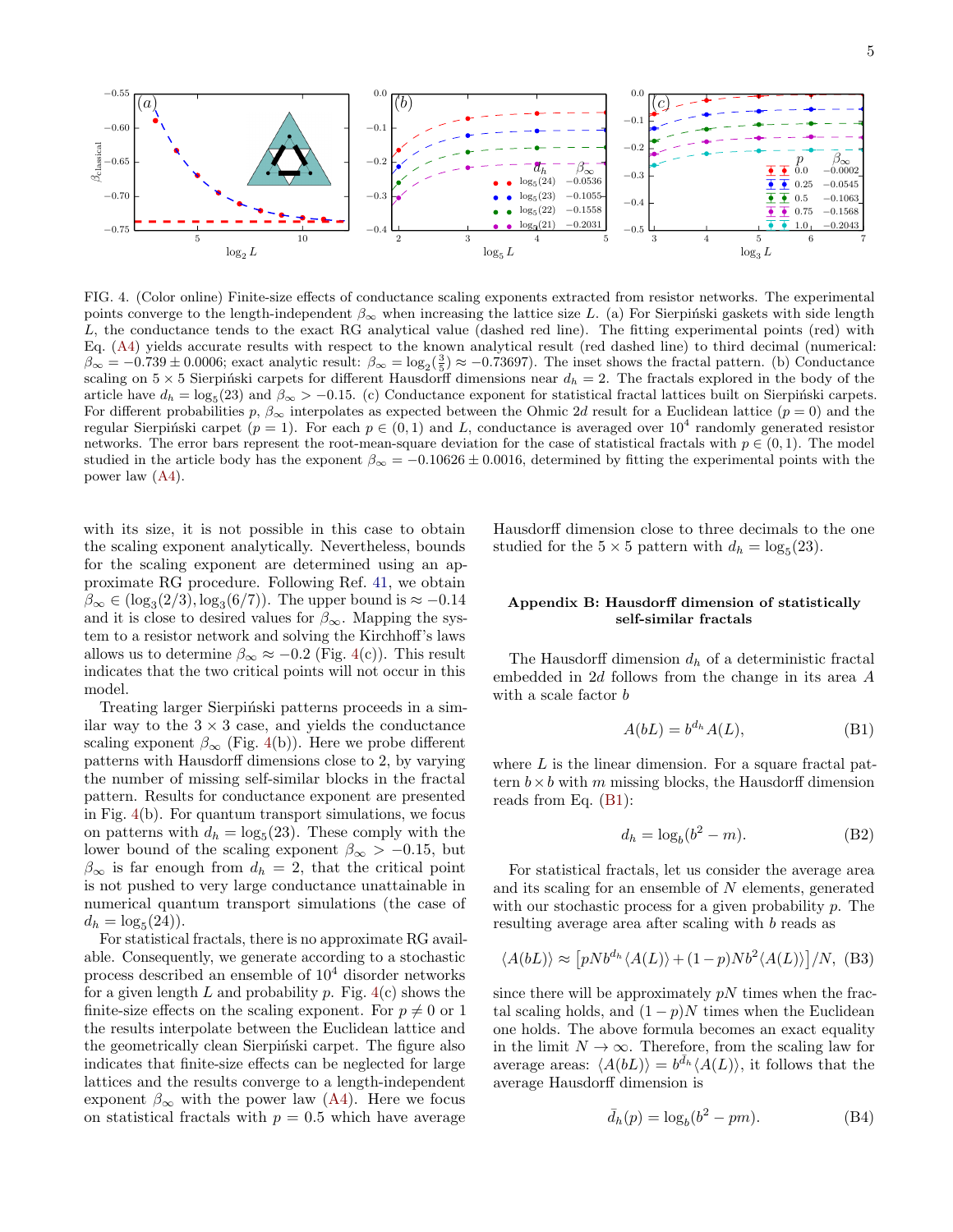FIG. 4. (Color online) Finite-size effects of conductance scaling exponents extracted from resistor networks. The experimental points converge to the length-independent $\beta_\infty$ when increasing the lattice size $L$. (a) For Sierpiński gaskets with side length $L$, the conductance tends to the exact RG analytical value (dashed red line). The fitting experimental points (red) with Eq. (A4) yields accurate results with respect to the known analytical result (red dashed line) to third decimal (numerical: $\beta_\infty = -0.739 \pm 0.0006$; exact analytic result: $\beta_\infty = \log_2(\frac{3}{5}) \approx -0.73697$). The inset shows the fractal pattern. (b) Conductance scaling on $5 \times 5$ Sierpiński carpets for different Hausdorff dimensions near $d_h = 2$. The fractals explored in the body of the article have $d_h = \log_5(23)$ and $\beta_\infty > -0.15$. (c) Conductance exponent for statistical fractal lattices built on Sierpiński carpets. For different probabilities $p$, $\beta_\infty$ interpolates as expected between the Ohmic $2d$ result for a Euclidean lattice ($p = 0$) and the regular Sierpiński carpet ($p = 1$). For each $p \in (0, 1)$ and $L$, conductance is averaged over $10^4$ randomly generated resistor networks. The error bars represent the root-mean-square deviation for the case of statistical fractals with $p \in (0, 1)$. The model studied in the article body has the exponent $\beta_\infty = -0.10626 \pm 0.0016$, determined by fitting the experimental points with the power law (A4).

with its size, it is not possible in this case to obtain the scaling exponent analytically. Nevertheless, bounds for the scaling exponent are determined using an approximate RG procedure. Following Ref. 41, we obtain $\beta_\infty \in (\log_3(2/3), \log_3(6/7))$. The upper bound is $\approx -0.14$ and it is close to desired values for $\beta_\infty$. Mapping the system to a resistor network and solving the Kirchhoff's laws allows us to determine $\beta_\infty \approx -0.2$ (Fig. 4(c)). This result indicates that the two critical points will not occur in this model.

Treating larger Sierpiński patterns proceeds in a similar way to the $3 \times 3$ case, and yields the conductance scaling exponent $\beta_\infty$ (Fig. 4(b)). Here we probe different patterns with Hausdorff dimensions close to 2, by varying the number of missing self-similar blocks in the fractal pattern. Results for conductance exponent are presented in Fig. 4(b). For quantum transport simulations, we focus on patterns with $d_h = \log_5(23)$. These comply with the lower bound of the scaling exponent $\beta_\infty > -0.15$, but $\beta_\infty$ is far enough from $d_h = 2$, that the critical point is not pushed to very large conductance unattainable in numerical quantum transport simulations (the case of $d_h = \log_5(24)$).

For statistical fractals, there is no approximate RG available. Consequently, we generate according to a stochastic process described an ensemble of $10^4$ disorder networks for a given length $L$ and probability $p$. Fig. 4(c) shows the finite-size effects on the scaling exponent. For $p \neq 0$ or 1 the results interpolate between the Euclidean lattice and the geometrically clean Sierpiński carpet. The figure also indicates that finite-size effects can be neglected for large lattices and the results converge to a length-independent exponent $\beta_\infty$ with the power law (A4). Here we focus on statistical fractals with $p = 0.5$ which have average Hausdorff dimension close to three decimals to the one studied for the $5 \times 5$ pattern with $d_h = \log_5(23)$.

## Appendix B: Hausdorff dimension of statistically self-similar fractals

The Hausdorff dimension $d_h$ of a deterministic fractal embedded in $2d$ follows from the change in its area $A$ with a scale factor $b$

$$A(bL) = b^{d_h} A(L), \tag{B1}$$

where $L$ is the linear dimension. For a square fractal pattern $b \times b$ with $m$ missing blocks, the Hausdorff dimension reads from Eq. (B1):

$$d_h = \log_b(b^2 - m). \tag{B2}$$

For statistical fractals, let us consider the average area and its scaling for an ensemble of $N$ elements, generated with our stochastic process for a given probability $p$. The resulting average area after scaling with $b$ reads as

$$\langle A(bL)\rangle \approx \left[pNb^{d_h}\langle A(L)\rangle + (1-p)Nb^2\langle A(L)\rangle\right]/N, \tag{B3}$$

since there will be approximately $pN$ times when the fractal scaling holds, and $(1-p)N$ times when the Euclidean one holds. The above formula becomes an exact equality in the limit $N \to \infty$. Therefore, from the scaling law for average areas: $\langle A(bL)\rangle = b^{\bar{d}_h}\langle A(L)\rangle$, it follows that the average Hausdorff dimension is

$$\bar{d}_h(p) = \log_b(b^2 - pm). \tag{B4}$$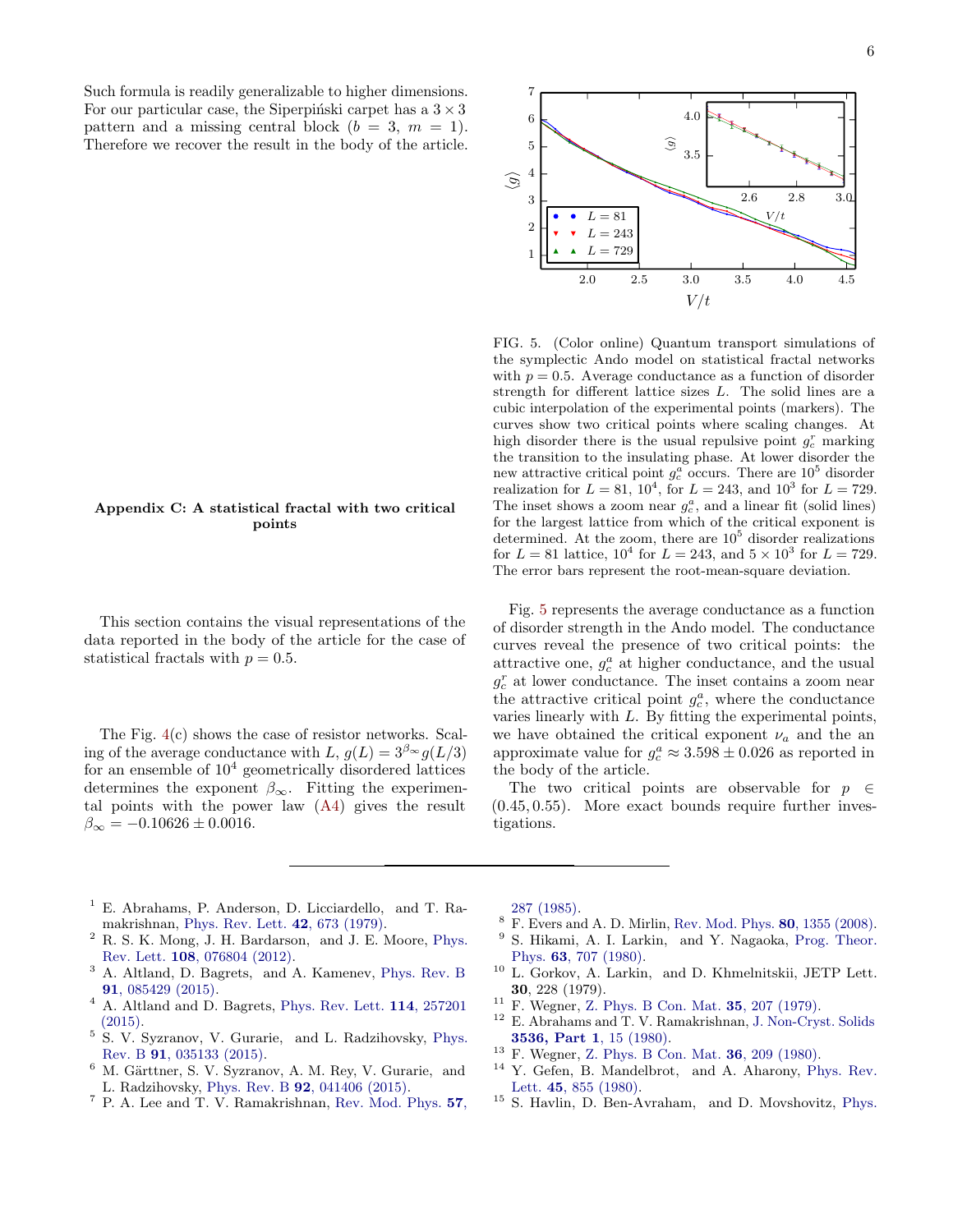Such formula is readily generalizable to higher dimensions. For our particular case, the Siperpiński carpet has a $3\times 3$ pattern and a missing central block ($b = 3$, $m = 1$). Therefore we recover the result in the body of the article.

## Appendix C: A statistical fractal with two critical points

This section contains the visual representations of the data reported in the body of the article for the case of statistical fractals with $p = 0.5$.

The Fig. 4(c) shows the case of resistor networks. Scaling of the average conductance with $L$, $g(L) = 3^{\beta_\infty} g(L/3)$ for an ensemble of $10^4$ geometrically disordered lattices determines the exponent $\beta_\infty$. Fitting the experimental points with the power law (A4) gives the result $\beta_\infty = -0.10626 \pm 0.0016$.

FIG. 5. (Color online) Quantum transport simulations of the symplectic Ando model on statistical fractal networks with $p = 0.5$. Average conductance as a function of disorder strength for different lattice sizes $L$. The solid lines are a cubic interpolation of the experimental points (markers). The curves show two critical points where scaling changes. At high disorder there is the usual repulsive point $g_c^r$ marking the transition to the insulating phase. At lower disorder the new attractive critical point $g_c^a$ occurs. There are $10^5$ disorder realization for $L = 81$, $10^4$, for $L = 243$, and $10^3$ for $L = 729$. The inset shows a zoom near $g_c^a$, and a linear fit (solid lines) for the largest lattice from which of the critical exponent is determined. At the zoom, there are $10^5$ disorder realizations for $L = 81$ lattice, $10^4$ for $L = 243$, and $5\times 10^3$ for $L = 729$. The error bars represent the root-mean-square deviation.

Fig. 5 represents the average conductance as a function of disorder strength in the Ando model. The conductance curves reveal the presence of two critical points: the attractive one, $g_c^a$ at higher conductance, and the usual $g_c^r$ at lower conductance. The inset contains a zoom near the attractive critical point $g_c^a$, where the conductance varies linearly with $L$. By fitting the experimental points, we have obtained the critical exponent $\nu_a$ and the an approximate value for $g_c^a \approx 3.598 \pm 0.026$ as reported in the body of the article.

The two critical points are observable for $p \in (0.45, 0.55)$. More exact bounds require further investigations.

---

[1] E. Abrahams, P. Anderson, D. Licciardello, and T. Ramakrishnan, Phys. Rev. Lett. **42**, 673 (1979).
[2] R. S. K. Mong, J. H. Bardarson, and J. E. Moore, Phys. Rev. Lett. **108**, 076804 (2012).
[3] A. Altland, D. Bagrets, and A. Kamenev, Phys. Rev. B **91**, 085429 (2015).
[4] A. Altland and D. Bagrets, Phys. Rev. Lett. **114**, 257201 (2015).
[5] S. V. Syzranov, V. Gurarie, and L. Radzihovsky, Phys. Rev. B **91**, 035133 (2015).
[6] M. Gärttner, S. V. Syzranov, A. M. Rey, V. Gurarie, and L. Radzihovsky, Phys. Rev. B **92**, 041406 (2015).
[7] P. A. Lee and T. V. Ramakrishnan, Rev. Mod. Phys. **57**, 287 (1985).
[8] F. Evers and A. D. Mirlin, Rev. Mod. Phys. **80**, 1355 (2008).
[9] S. Hikami, A. I. Larkin, and Y. Nagaoka, Prog. Theor. Phys. **63**, 707 (1980).
[10] L. Gorkov, A. Larkin, and D. Khmelnitskii, JETP Lett. **30**, 228 (1979).
[11] F. Wegner, Z. Phys. B Con. Mat. **35**, 207 (1979).
[12] E. Abrahams and T. V. Ramakrishnan, J. Non-Cryst. Solids **3536, Part 1**, 15 (1980).
[13] F. Wegner, Z. Phys. B Con. Mat. **36**, 209 (1980).
[14] Y. Gefen, B. Mandelbrot, and A. Aharony, Phys. Rev. Lett. **45**, 855 (1980).
[15] S. Havlin, D. Ben-Avraham, and D. Movshovitz, Phys.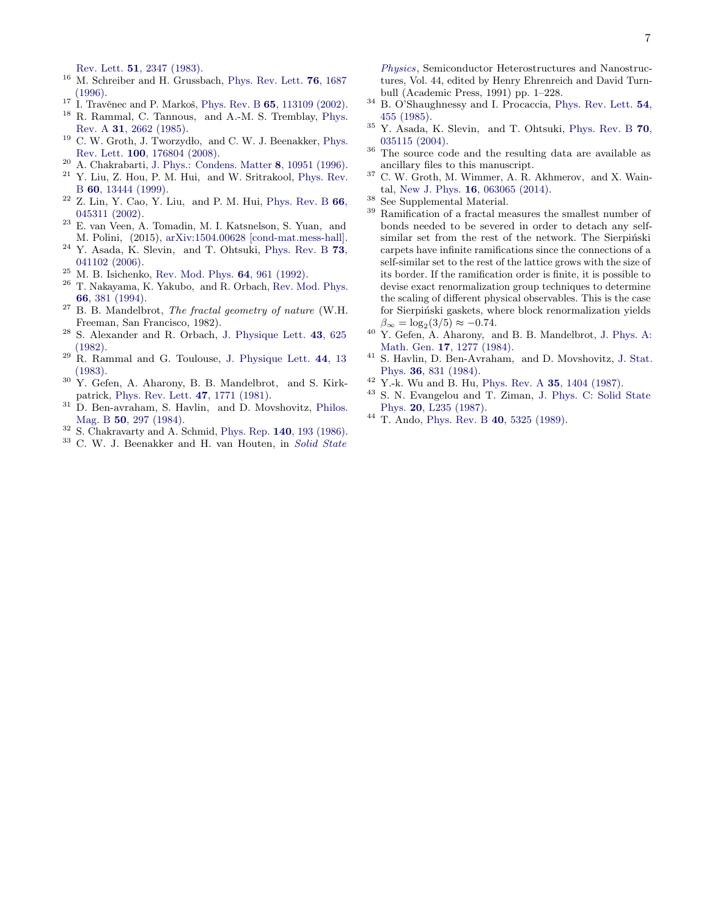Rev. Lett. **51**, 2347 (1983).

[16] M. Schreiber and H. Grussbach, Phys. Rev. Lett. **76**, 1687 (1996).

[17] I. Travěnec and P. Markoš, Phys. Rev. B **65**, 113109 (2002).

[18] R. Rammal, C. Tannous, and A.-M. S. Tremblay, Phys. Rev. A **31**, 2662 (1985).

[19] C. W. Groth, J. Tworzydło, and C. W. J. Beenakker, Phys. Rev. Lett. **100**, 176804 (2008).

[20] A. Chakrabarti, J. Phys.: Condens. Matter **8**, 10951 (1996).

[21] Y. Liu, Z. Hou, P. M. Hui, and W. Sritrakool, Phys. Rev. B **60**, 13444 (1999).

[22] Z. Lin, Y. Cao, Y. Liu, and P. M. Hui, Phys. Rev. B **66**, 045311 (2002).

[23] E. van Veen, A. Tomadin, M. I. Katsnelson, S. Yuan, and M. Polini, (2015), arXiv:1504.00628 [cond-mat.mess-hall].

[24] Y. Asada, K. Slevin, and T. Ohtsuki, Phys. Rev. B **73**, 041102 (2006).

[25] M. B. Isichenko, Rev. Mod. Phys. **64**, 961 (1992).

[26] T. Nakayama, K. Yakubo, and R. Orbach, Rev. Mod. Phys. **66**, 381 (1994).

[27] B. B. Mandelbrot, *The fractal geometry of nature* (W.H. Freeman, San Francisco, 1982).

[28] S. Alexander and R. Orbach, J. Physique Lett. **43**, 625 (1982).

[29] R. Rammal and G. Toulouse, J. Physique Lett. **44**, 13 (1983).

[30] Y. Gefen, A. Aharony, B. B. Mandelbrot, and S. Kirkpatrick, Phys. Rev. Lett. **47**, 1771 (1981).

[31] D. Ben-avraham, S. Havlin, and D. Movshovitz, Philos. Mag. B **50**, 297 (1984).

[32] S. Chakravarty and A. Schmid, Phys. Rep. **140**, 193 (1986).

[33] C. W. J. Beenakker and H. van Houten, in *Solid State Physics*, Semiconductor Heterostructures and Nanostructures, Vol. 44, edited by Henry Ehrenreich and David Turnbull (Academic Press, 1991) pp. 1–228.

[34] B. O'Shaughnessy and I. Procaccia, Phys. Rev. Lett. **54**, 455 (1985).

[35] Y. Asada, K. Slevin, and T. Ohtsuki, Phys. Rev. B **70**, 035115 (2004).

[36] The source code and the resulting data are available as ancillary files to this manuscript.

[37] C. W. Groth, M. Wimmer, A. R. Akhmerov, and X. Waintal, New J. Phys. **16**, 063065 (2014).

[38] See Supplemental Material.

[39] Ramification of a fractal measures the smallest number of bonds needed to be severed in order to detach any self-similar set from the rest of the network. The Sierpiński carpets have infinite ramifications since the connections of a self-similar set to the rest of the lattice grows with the size of its border. If the ramification order is finite, it is possible to devise exact renormalization group techniques to determine the scaling of different physical observables. This is the case for Sierpiński gaskets, where block renormalization yields $\beta_\infty = \log_2(3/5) \approx -0.74$.

[40] Y. Gefen, A. Aharony, and B. B. Mandelbrot, J. Phys. A: Math. Gen. **17**, 1277 (1984).

[41] S. Havlin, D. Ben-Avraham, and D. Movshovitz, J. Stat. Phys. **36**, 831 (1984).

[42] Y.-k. Wu and B. Hu, Phys. Rev. A **35**, 1404 (1987).

[43] S. N. Evangelou and T. Ziman, J. Phys. C: Solid State Phys. **20**, L235 (1987).

[44] T. Ando, Phys. Rev. B **40**, 5325 (1989).